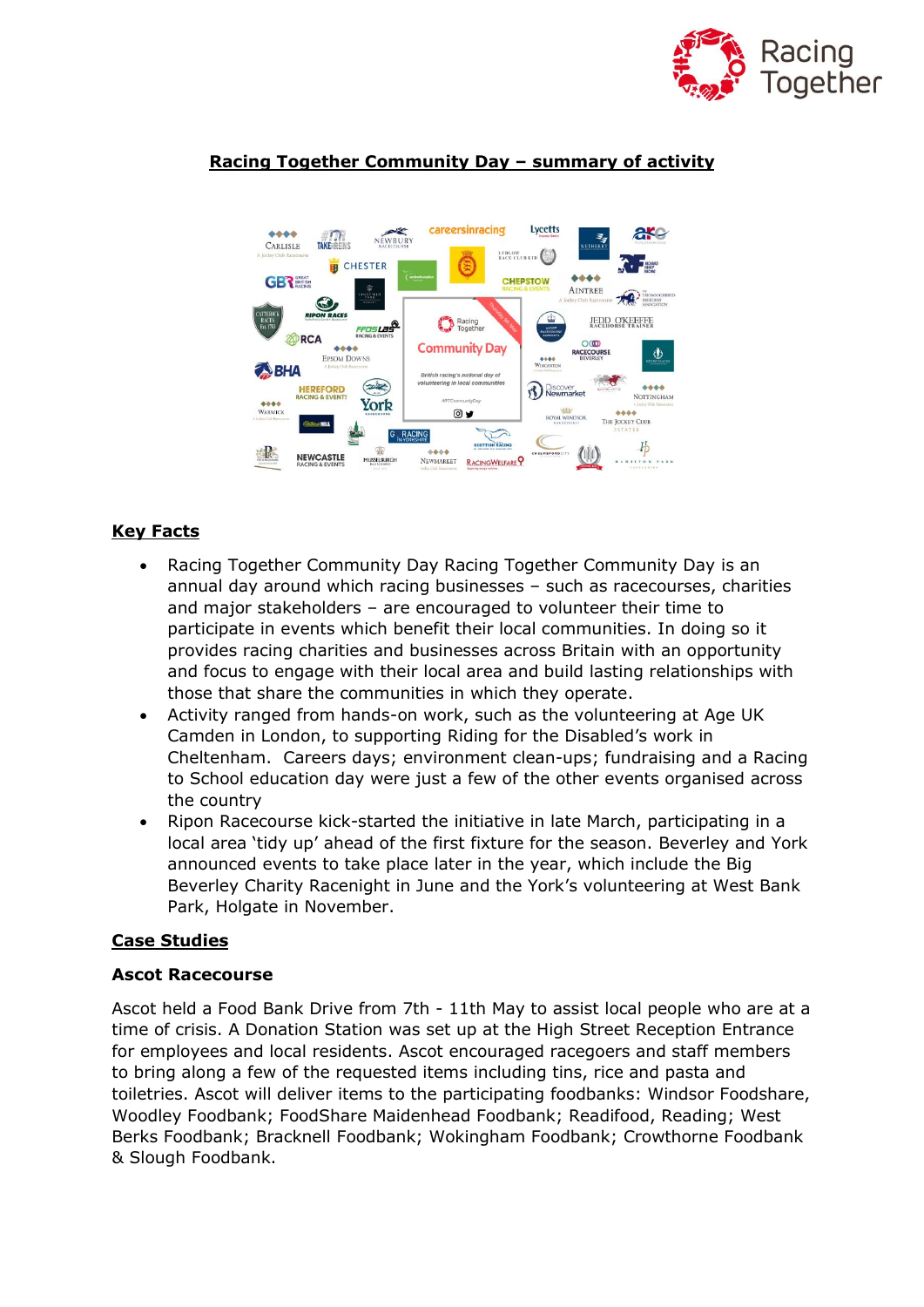## Racing Together Community Day – summary of activity

### Key Facts

- Racing Together Community Day Racing Together Community Day is an annual day around which racing businesses – such as racecourses, charities and major stakeholders – are encouraged to volunteer their time to participate in events which benefit their local communities. In doing so it provides racing charities and businesses across Britain with an opportunity and focus to engage with their local area and build lasting relationships with those that share the communities in which they operate.
- Activity ranged from hands-on work, such as the volunteering at Age UK Camden in London, to supporting Riding for the Disabled's work in Cheltenham. Careers days; environment clean-ups; fundraising and a Racing to School education day were just a few of the other events organised across the country
- Ripon Racecourse kick-started the initiative in late March, participating in a local area 'tidy up' ahead of the first fixture for the season. Beverley and York announced events to take place later in the year, which include the Big Beverley Charity Racenight in June and the York's volunteering at West Bank Park, Holgate in November.

### Case Studies

#### Ascot Racecourse

Ascot held a Food Bank Drive from 7th - 11th May to assist local people who are at a time of crisis. A Donation Station was set up at the High Street Reception Entrance for employees and local residents. Ascot encouraged racegoers and staff members to bring along a few of the requested items including tins, rice and pasta and toiletries. Ascot will deliver items to the participating foodbanks: Windsor Foodshare, Woodley Foodbank; FoodShare Maidenhead Foodbank; Readifood, Reading; West Berks Foodbank; Bracknell Foodbank; Wokingham Foodbank; Crowthorne Foodbank & Slough Foodbank.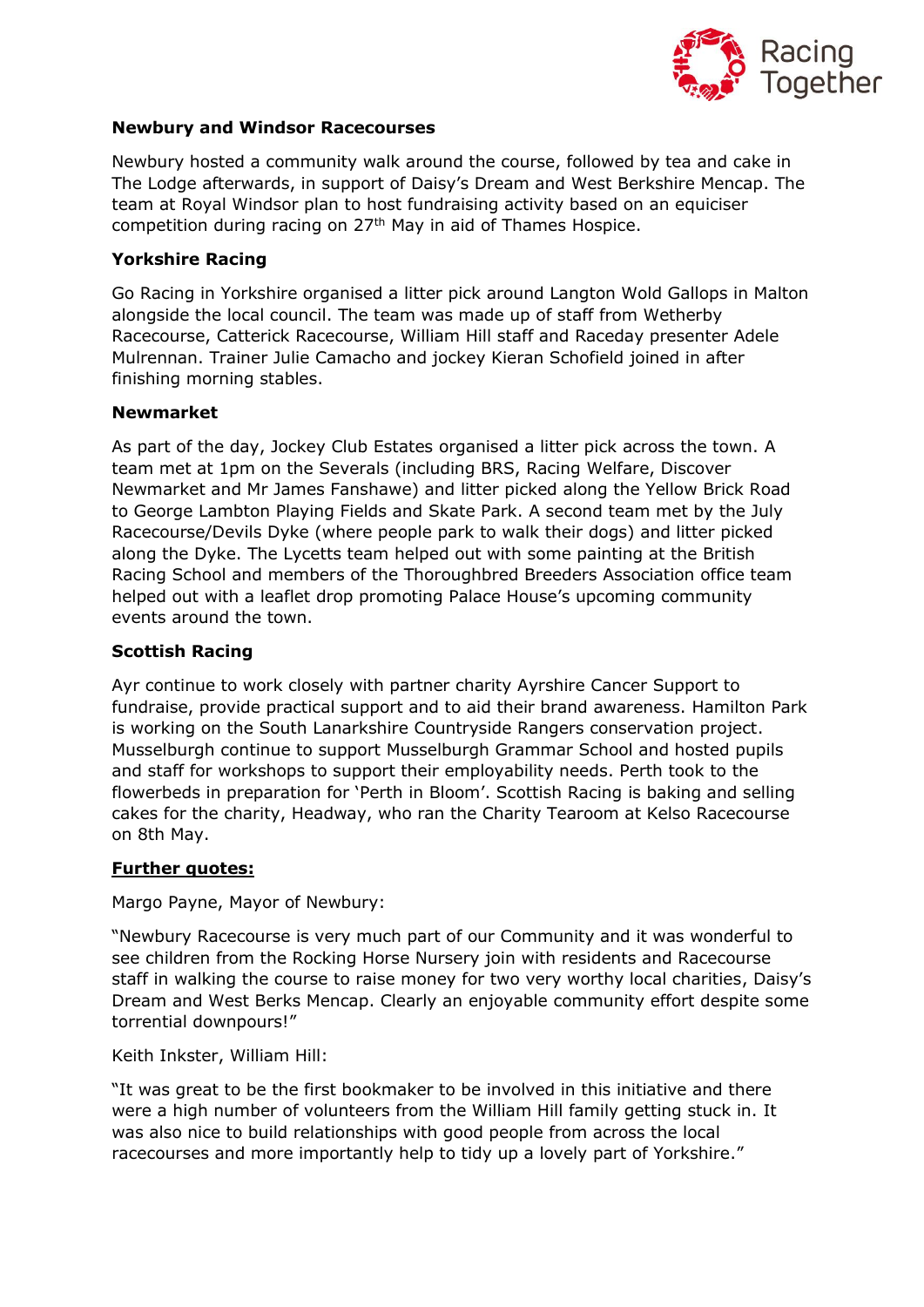**Newbury and Windsor Racecourses**

Newbury hosted a community walk around the course, followed by tea and cake in The Lodge afterwards, in support of Daisy's Dream and West Berkshire Mencap. The team at Royal Windsor plan to host fundraising activity based on an equiciser competition during racing on 27th May in aid of Thames Hospice.

**Yorkshire Racing**

Go Racing in Yorkshire organised a litter pick around Langton Wold Gallops in Malton alongside the local council. The team was made up of staff from Wetherby Racecourse, Catterick Racecourse, William Hill staff and Raceday presenter Adele Mulrennan. Trainer Julie Camacho and jockey Kieran Schofield joined in after finishing morning stables.

**Newmarket**

As part of the day, Jockey Club Estates organised a litter pick across the town. A team met at 1pm on the Severals (including BRS, Racing Welfare, Discover Newmarket and Mr James Fanshawe) and litter picked along the Yellow Brick Road to George Lambton Playing Fields and Skate Park. A second team met by the July Racecourse/Devils Dyke (where people park to walk their dogs) and litter picked along the Dyke. The Lycetts team helped out with some painting at the British Racing School and members of the Thoroughbred Breeders Association office team helped out with a leaflet drop promoting Palace House's upcoming community events around the town.

**Scottish Racing**

Ayr continue to work closely with partner charity Ayrshire Cancer Support to fundraise, provide practical support and to aid their brand awareness. Hamilton Park is working on the South Lanarkshire Countryside Rangers conservation project. Musselburgh continue to support Musselburgh Grammar School and hosted pupils and staff for workshops to support their employability needs. Perth took to the flowerbeds in preparation for 'Perth in Bloom'. Scottish Racing is baking and selling cakes for the charity, Headway, who ran the Charity Tearoom at Kelso Racecourse on 8th May.

**Further quotes:**

Margo Payne, Mayor of Newbury:

"Newbury Racecourse is very much part of our Community and it was wonderful to see children from the Rocking Horse Nursery join with residents and Racecourse staff in walking the course to raise money for two very worthy local charities, Daisy's Dream and West Berks Mencap. Clearly an enjoyable community effort despite some torrential downpours!"

Keith Inkster, William Hill:

"It was great to be the first bookmaker to be involved in this initiative and there were a high number of volunteers from the William Hill family getting stuck in. It was also nice to build relationships with good people from across the local racecourses and more importantly help to tidy up a lovely part of Yorkshire."